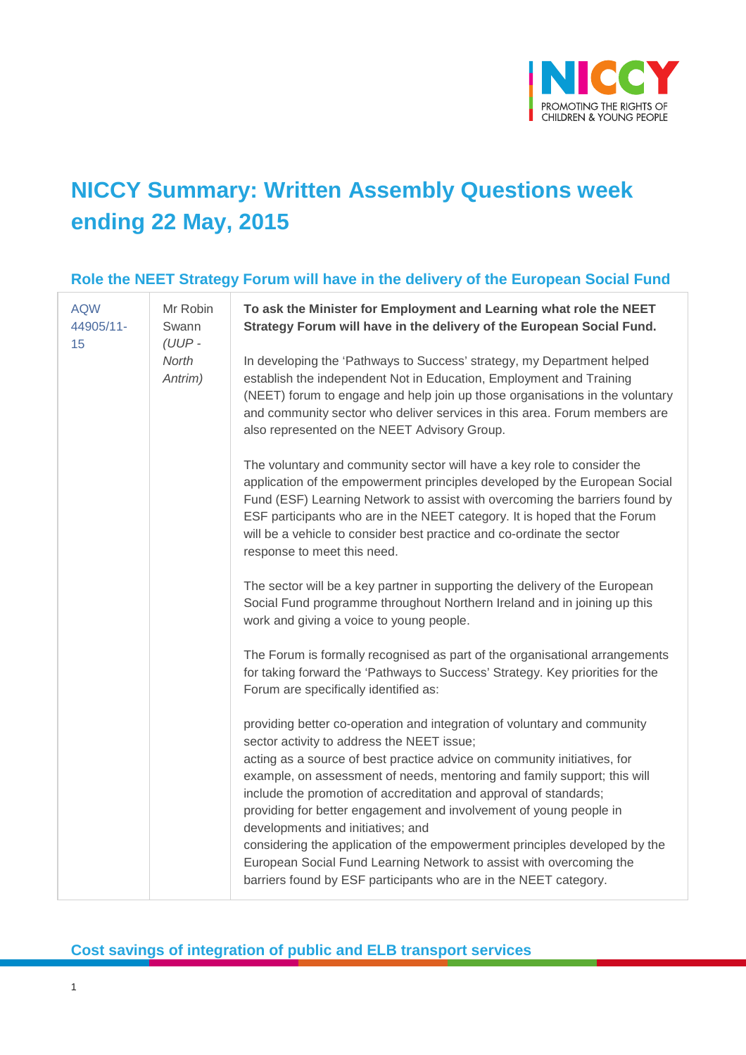# NICCY Summary: Written Assembly Questions week ending 22 May, 2015

## Role the NEET Strategy Forum will have in the delivery of the European Social Fund

| | | |
|---|---|---|
| AQW 44905/11-15 | Mr Robin Swann *(UUP - North Antrim)* | **To ask the Minister for Employment and Learning what role the NEET Strategy Forum will have in the delivery of the European Social Fund.**<br><br>In developing the 'Pathways to Success' strategy, my Department helped establish the independent Not in Education, Employment and Training (NEET) forum to engage and help join up those organisations in the voluntary and community sector who deliver services in this area. Forum members are also represented on the NEET Advisory Group.<br><br>The voluntary and community sector will have a key role to consider the application of the empowerment principles developed by the European Social Fund (ESF) Learning Network to assist with overcoming the barriers found by ESF participants who are in the NEET category. It is hoped that the Forum will be a vehicle to consider best practice and co-ordinate the sector response to meet this need.<br><br>The sector will be a key partner in supporting the delivery of the European Social Fund programme throughout Northern Ireland and in joining up this work and giving a voice to young people.<br><br>The Forum is formally recognised as part of the organisational arrangements for taking forward the 'Pathways to Success' Strategy. Key priorities for the Forum are specifically identified as:<br><br>providing better co-operation and integration of voluntary and community sector activity to address the NEET issue;<br>acting as a source of best practice advice on community initiatives, for example, on assessment of needs, mentoring and family support; this will include the promotion of accreditation and approval of standards;<br>providing for better engagement and involvement of young people in developments and initiatives; and<br>considering the application of the empowerment principles developed by the European Social Fund Learning Network to assist with overcoming the barriers found by ESF participants who are in the NEET category. |

## Cost savings of integration of public and ELB transport services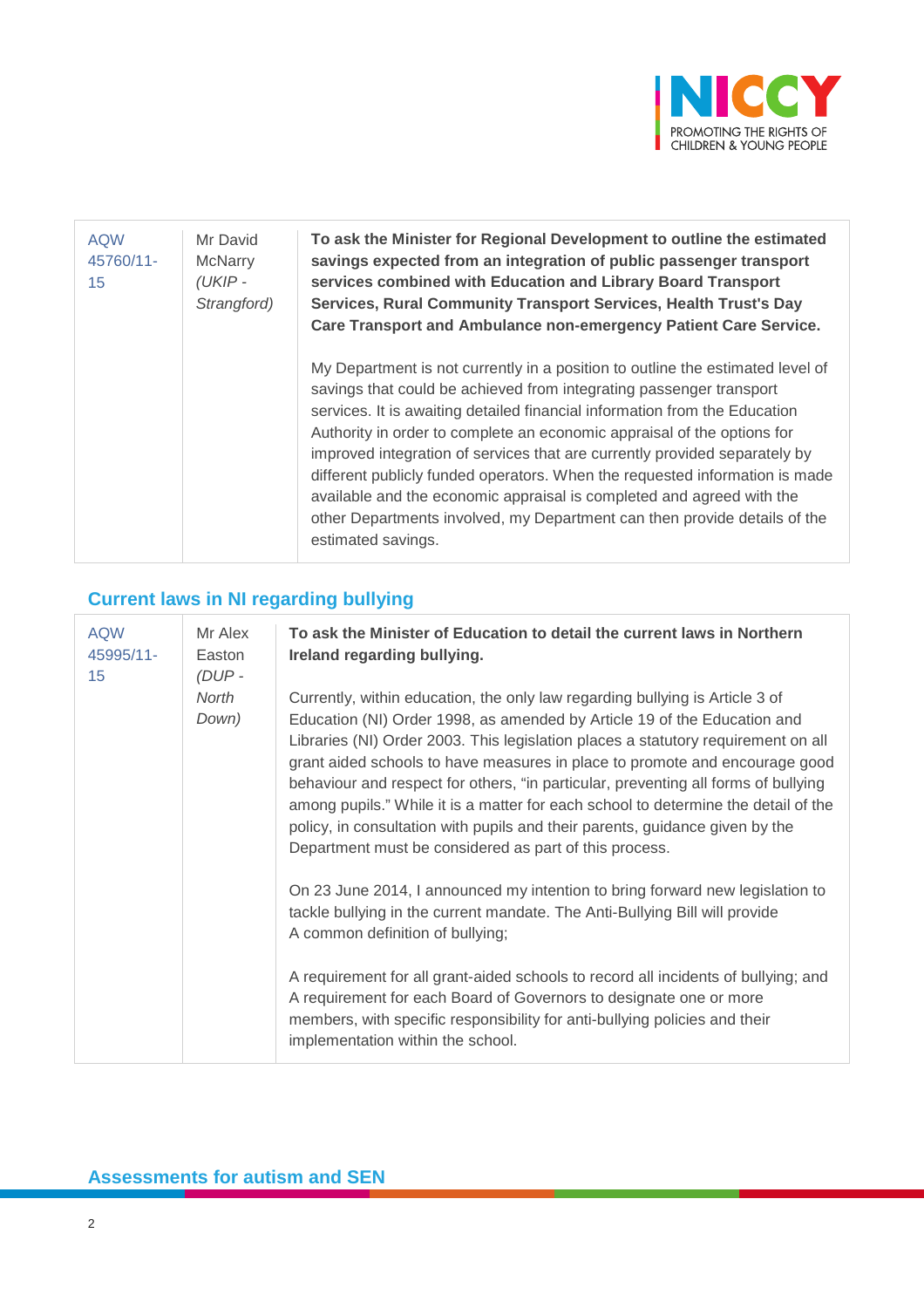| AQW 45760/11-15 | Mr David McNarry *(UKIP - Strangford)* | **To ask the Minister for Regional Development to outline the estimated savings expected from an integration of public passenger transport services combined with Education and Library Board Transport Services, Rural Community Transport Services, Health Trust's Day Care Transport and Ambulance non-emergency Patient Care Service.**<br><br>My Department is not currently in a position to outline the estimated level of savings that could be achieved from integrating passenger transport services. It is awaiting detailed financial information from the Education Authority in order to complete an economic appraisal of the options for improved integration of services that are currently provided separately by different publicly funded operators. When the requested information is made available and the economic appraisal is completed and agreed with the other Departments involved, my Department can then provide details of the estimated savings. |
|---|---|---|

## Current laws in NI regarding bullying

| AQW 45995/11-15 | Mr Alex Easton *(DUP - North Down)* | **To ask the Minister of Education to detail the current laws in Northern Ireland regarding bullying.**<br><br>Currently, within education, the only law regarding bullying is Article 3 of Education (NI) Order 1998, as amended by Article 19 of the Education and Libraries (NI) Order 2003. This legislation places a statutory requirement on all grant aided schools to have measures in place to promote and encourage good behaviour and respect for others, "in particular, preventing all forms of bullying among pupils." While it is a matter for each school to determine the detail of the policy, in consultation with pupils and their parents, guidance given by the Department must be considered as part of this process.<br><br>On 23 June 2014, I announced my intention to bring forward new legislation to tackle bullying in the current mandate. The Anti-Bullying Bill will provide<br>A common definition of bullying;<br><br>A requirement for all grant-aided schools to record all incidents of bullying; and<br>A requirement for each Board of Governors to designate one or more members, with specific responsibility for anti-bullying policies and their implementation within the school. |
|---|---|---|

## Assessments for autism and SEN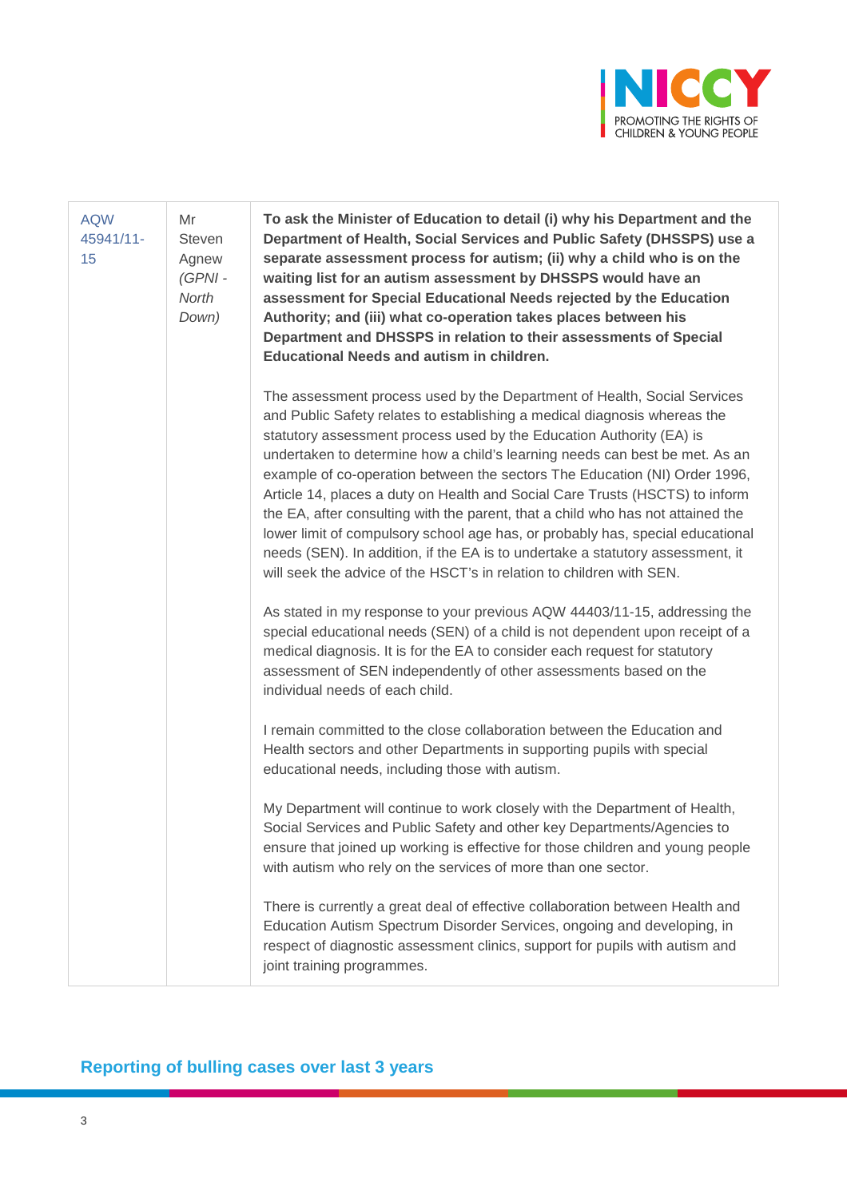| | | |
|---|---|---|
| AQW 45941/11-15 | Mr Steven Agnew *(GPNI - North Down)* | **To ask the Minister of Education to detail (i) why his Department and the Department of Health, Social Services and Public Safety (DHSSPS) use a separate assessment process for autism; (ii) why a child who is on the waiting list for an autism assessment by DHSSPS would have an assessment for Special Educational Needs rejected by the Education Authority; and (iii) what co-operation takes places between his Department and DHSSPS in relation to their assessments of Special Educational Needs and autism in children.**<br><br>The assessment process used by the Department of Health, Social Services and Public Safety relates to establishing a medical diagnosis whereas the statutory assessment process used by the Education Authority (EA) is undertaken to determine how a child's learning needs can best be met. As an example of co-operation between the sectors The Education (NI) Order 1996, Article 14, places a duty on Health and Social Care Trusts (HSCTS) to inform the EA, after consulting with the parent, that a child who has not attained the lower limit of compulsory school age has, or probably has, special educational needs (SEN). In addition, if the EA is to undertake a statutory assessment, it will seek the advice of the HSCT's in relation to children with SEN.<br><br>As stated in my response to your previous AQW 44403/11-15, addressing the special educational needs (SEN) of a child is not dependent upon receipt of a medical diagnosis. It is for the EA to consider each request for statutory assessment of SEN independently of other assessments based on the individual needs of each child.<br><br>I remain committed to the close collaboration between the Education and Health sectors and other Departments in supporting pupils with special educational needs, including those with autism.<br><br>My Department will continue to work closely with the Department of Health, Social Services and Public Safety and other key Departments/Agencies to ensure that joined up working is effective for those children and young people with autism who rely on the services of more than one sector.<br><br>There is currently a great deal of effective collaboration between Health and Education Autism Spectrum Disorder Services, ongoing and developing, in respect of diagnostic assessment clinics, support for pupils with autism and joint training programmes. |

## Reporting of bulling cases over last 3 years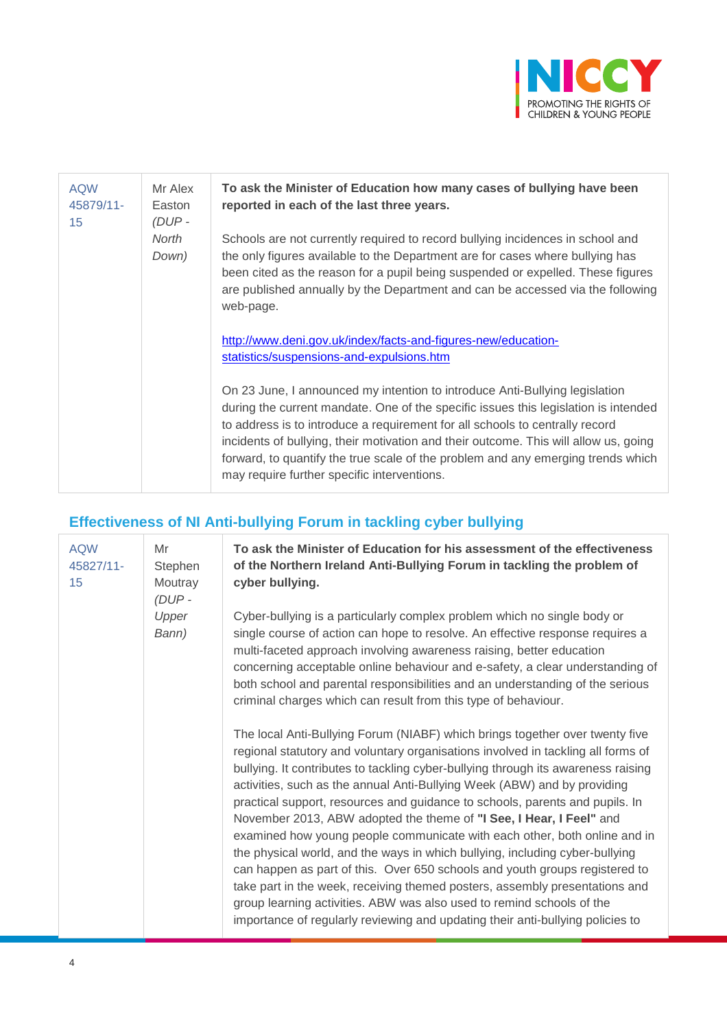| AQW 45879/11-15 | Mr Alex Easton *(DUP - North Down)* | **To ask the Minister of Education how many cases of bullying have been reported in each of the last three years.**<br><br>Schools are not currently required to record bullying incidences in school and the only figures available to the Department are for cases where bullying has been cited as the reason for a pupil being suspended or expelled. These figures are published annually by the Department and can be accessed via the following web-page.<br><br>http://www.deni.gov.uk/index/facts-and-figures-new/education-statistics/suspensions-and-expulsions.htm<br><br>On 23 June, I announced my intention to introduce Anti-Bullying legislation during the current mandate. One of the specific issues this legislation is intended to address is to introduce a requirement for all schools to centrally record incidents of bullying, their motivation and their outcome. This will allow us, going forward, to quantify the true scale of the problem and any emerging trends which may require further specific interventions. |
|---|---|---|

## Effectiveness of NI Anti-bullying Forum in tackling cyber bullying

| AQW 45827/11-15 | Mr Stephen Moutray *(DUP - Upper Bann)* | **To ask the Minister of Education for his assessment of the effectiveness of the Northern Ireland Anti-Bullying Forum in tackling the problem of cyber bullying.**<br><br>Cyber-bullying is a particularly complex problem which no single body or single course of action can hope to resolve. An effective response requires a multi-faceted approach involving awareness raising, better education concerning acceptable online behaviour and e-safety, a clear understanding of both school and parental responsibilities and an understanding of the serious criminal charges which can result from this type of behaviour.<br><br>The local Anti-Bullying Forum (NIABF) which brings together over twenty five regional statutory and voluntary organisations involved in tackling all forms of bullying. It contributes to tackling cyber-bullying through its awareness raising activities, such as the annual Anti-Bullying Week (ABW) and by providing practical support, resources and guidance to schools, parents and pupils. In November 2013, ABW adopted the theme of **"I See, I Hear, I Feel"** and examined how young people communicate with each other, both online and in the physical world, and the ways in which bullying, including cyber-bullying can happen as part of this. Over 650 schools and youth groups registered to take part in the week, receiving themed posters, assembly presentations and group learning activities. ABW was also used to remind schools of the importance of regularly reviewing and updating their anti-bullying policies to |
|---|---|---|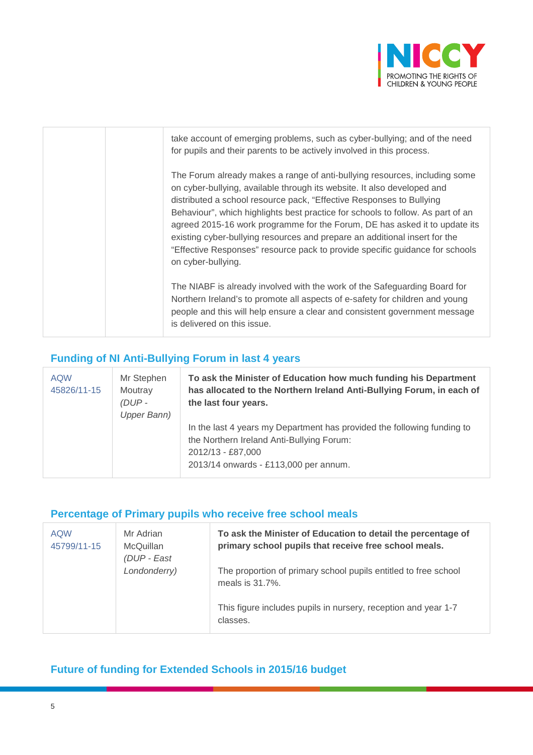| | | take account of emerging problems, such as cyber-bullying; and of the need for pupils and their parents to be actively involved in this process.<br><br>The Forum already makes a range of anti-bullying resources, including some on cyber-bullying, available through its website. It also developed and distributed a school resource pack, "Effective Responses to Bullying Behaviour", which highlights best practice for schools to follow. As part of an agreed 2015-16 work programme for the Forum, DE has asked it to update its existing cyber-bullying resources and prepare an additional insert for the "Effective Responses" resource pack to provide specific guidance for schools on cyber-bullying.<br><br>The NIABF is already involved with the work of the Safeguarding Board for Northern Ireland's to promote all aspects of e-safety for children and young people and this will help ensure a clear and consistent government message is delivered on this issue. |
|---|---|---|

## Funding of NI Anti-Bullying Forum in last 4 years

| AQW 45826/11-15 | Mr Stephen Moutray *(DUP - Upper Bann)* | **To ask the Minister of Education how much funding his Department has allocated to the Northern Ireland Anti-Bullying Forum, in each of the last four years.**<br><br>In the last 4 years my Department has provided the following funding to the Northern Ireland Anti-Bullying Forum:<br>2012/13 - £87,000<br>2013/14 onwards - £113,000 per annum. |
|---|---|---|

## Percentage of Primary pupils who receive free school meals

| AQW 45799/11-15 | Mr Adrian McQuillan *(DUP - East Londonderry)* | **To ask the Minister of Education to detail the percentage of primary school pupils that receive free school meals.**<br><br>The proportion of primary school pupils entitled to free school meals is 31.7%.<br><br>This figure includes pupils in nursery, reception and year 1-7 classes. |
|---|---|---|

## Future of funding for Extended Schools in 2015/16 budget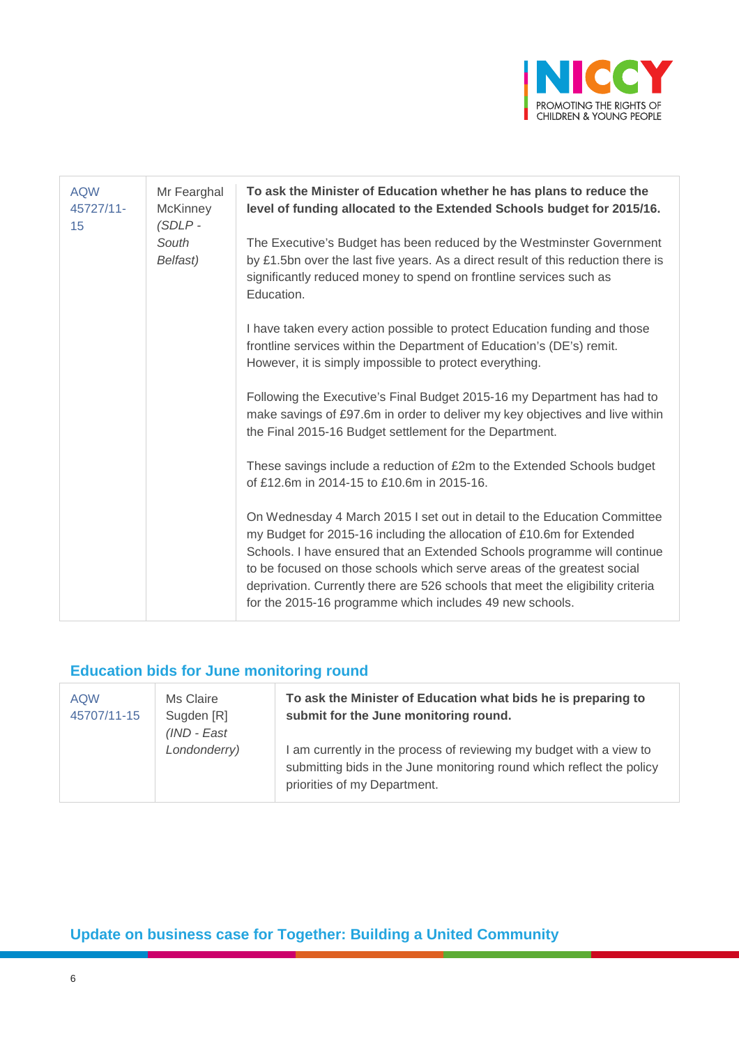| AQW 45727/11-15 | Mr Fearghal McKinney *(SDLP - South Belfast)* | **To ask the Minister of Education whether he has plans to reduce the level of funding allocated to the Extended Schools budget for 2015/16.**<br><br>The Executive's Budget has been reduced by the Westminster Government by £1.5bn over the last five years. As a direct result of this reduction there is significantly reduced money to spend on frontline services such as Education.<br><br>I have taken every action possible to protect Education funding and those frontline services within the Department of Education's (DE's) remit. However, it is simply impossible to protect everything.<br><br>Following the Executive's Final Budget 2015-16 my Department has had to make savings of £97.6m in order to deliver my key objectives and live within the Final 2015-16 Budget settlement for the Department.<br><br>These savings include a reduction of £2m to the Extended Schools budget of £12.6m in 2014-15 to £10.6m in 2015-16.<br><br>On Wednesday 4 March 2015 I set out in detail to the Education Committee my Budget for 2015-16 including the allocation of £10.6m for Extended Schools. I have ensured that an Extended Schools programme will continue to be focused on those schools which serve areas of the greatest social deprivation. Currently there are 526 schools that meet the eligibility criteria for the 2015-16 programme which includes 49 new schools. |
|---|---|---|

## Education bids for June monitoring round

| AQW 45707/11-15 | Ms Claire Sugden [R] *(IND - East Londonderry)* | **To ask the Minister of Education what bids he is preparing to submit for the June monitoring round.**<br><br>I am currently in the process of reviewing my budget with a view to submitting bids in the June monitoring round which reflect the policy priorities of my Department. |
|---|---|---|

## Update on business case for Together: Building a United Community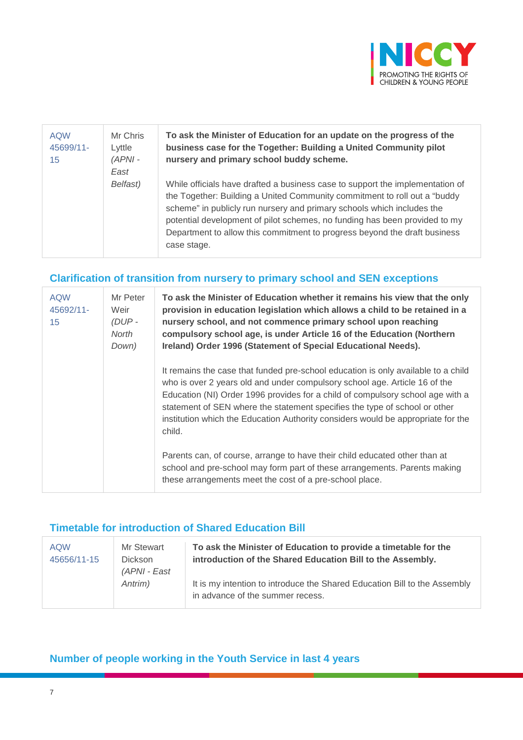| AQW 45699/11-15 | Mr Chris Lyttle *(APNI - East Belfast)* | **To ask the Minister of Education for an update on the progress of the business case for the Together: Building a United Community pilot nursery and primary school buddy scheme.**<br><br>While officials have drafted a business case to support the implementation of the Together: Building a United Community commitment to roll out a "buddy scheme" in publicly run nursery and primary schools which includes the potential development of pilot schemes, no funding has been provided to my Department to allow this commitment to progress beyond the draft business case stage. |
|---|---|---|

## Clarification of transition from nursery to primary school and SEN exceptions

| AQW 45692/11-15 | Mr Peter Weir *(DUP - North Down)* | **To ask the Minister of Education whether it remains his view that the only provision in education legislation which allows a child to be retained in a nursery school, and not commence primary school upon reaching compulsory school age, is under Article 16 of the Education (Northern Ireland) Order 1996 (Statement of Special Educational Needs).**<br><br>It remains the case that funded pre-school education is only available to a child who is over 2 years old and under compulsory school age. Article 16 of the Education (NI) Order 1996 provides for a child of compulsory school age with a statement of SEN where the statement specifies the type of school or other institution which the Education Authority considers would be appropriate for the child.<br><br>Parents can, of course, arrange to have their child educated other than at school and pre-school may form part of these arrangements. Parents making these arrangements meet the cost of a pre-school place. |
|---|---|---|

## Timetable for introduction of Shared Education Bill

| AQW 45656/11-15 | Mr Stewart Dickson *(APNI - East Antrim)* | **To ask the Minister of Education to provide a timetable for the introduction of the Shared Education Bill to the Assembly.**<br><br>It is my intention to introduce the Shared Education Bill to the Assembly in advance of the summer recess. |
|---|---|---|

## Number of people working in the Youth Service in last 4 years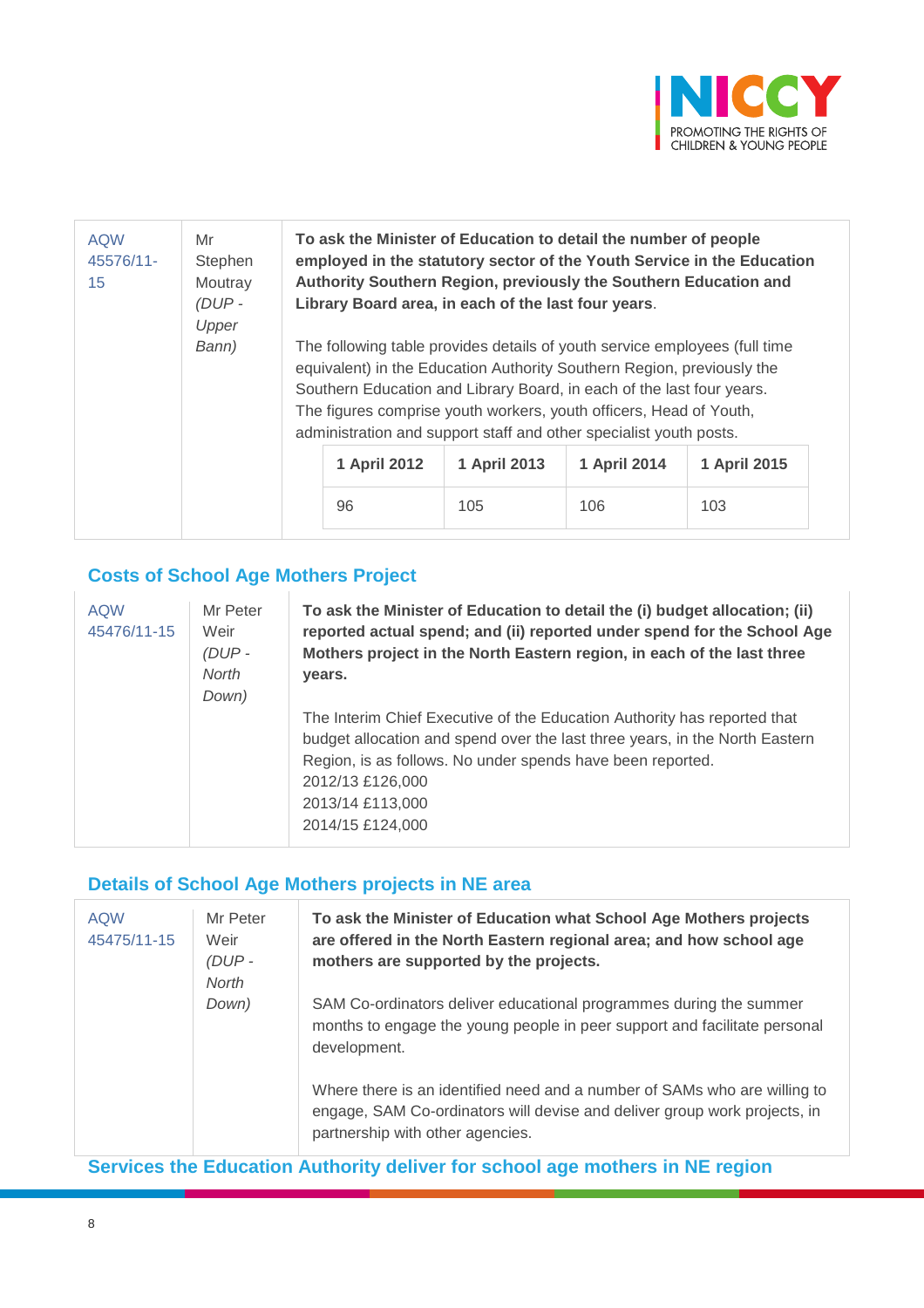| AQW 45576/11-15 | Mr Stephen Moutray *(DUP - Upper Bann)* | **To ask the Minister of Education to detail the number of people employed in the statutory sector of the Youth Service in the Education Authority Southern Region, previously the Southern Education and Library Board area, in each of the last four years.**<br><br>The following table provides details of youth service employees (full time equivalent) in the Education Authority Southern Region, previously the Southern Education and Library Board, in each of the last four years. The figures comprise youth workers, youth officers, Head of Youth, administration and support staff and other specialist youth posts. |
|---|---|---|

| 1 April 2012 | 1 April 2013 | 1 April 2014 | 1 April 2015 |
|---|---|---|---|
| 96 | 105 | 106 | 103 |

## Costs of School Age Mothers Project

| AQW 45476/11-15 | Mr Peter Weir *(DUP - North Down)* | **To ask the Minister of Education to detail the (i) budget allocation; (ii) reported actual spend; and (ii) reported under spend for the School Age Mothers project in the North Eastern region, in each of the last three years.**<br><br>The Interim Chief Executive of the Education Authority has reported that budget allocation and spend over the last three years, in the North Eastern Region, is as follows. No under spends have been reported.<br>2012/13 £126,000<br>2013/14 £113,000<br>2014/15 £124,000 |
|---|---|---|

## Details of School Age Mothers projects in NE area

| AQW 45475/11-15 | Mr Peter Weir *(DUP - North Down)* | **To ask the Minister of Education what School Age Mothers projects are offered in the North Eastern regional area; and how school age mothers are supported by the projects.**<br><br>SAM Co-ordinators deliver educational programmes during the summer months to engage the young people in peer support and facilitate personal development.<br><br>Where there is an identified need and a number of SAMs who are willing to engage, SAM Co-ordinators will devise and deliver group work projects, in partnership with other agencies. |
|---|---|---|

## Services the Education Authority deliver for school age mothers in NE region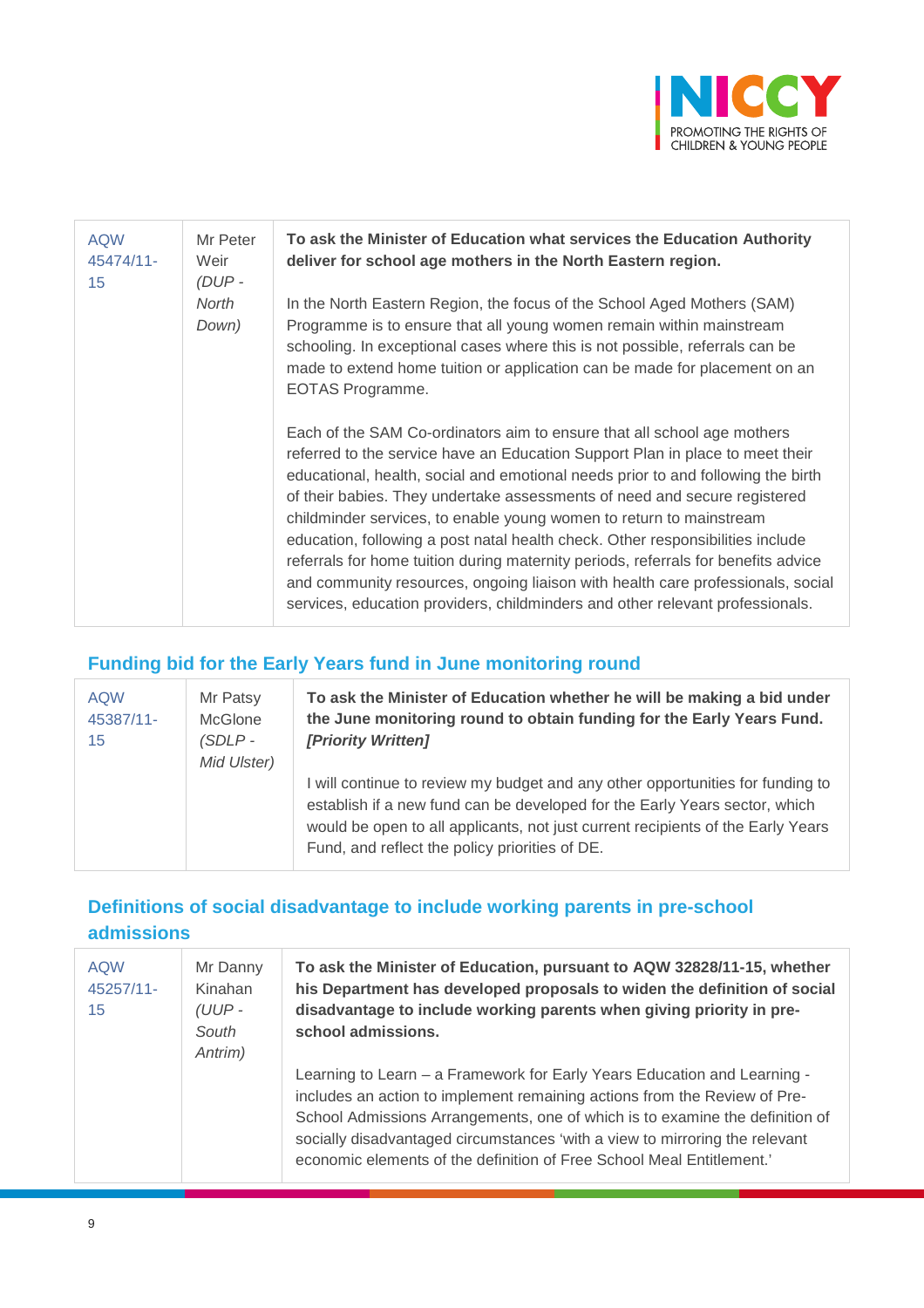| AQW 45474/11-15 | Mr Peter Weir *(DUP - North Down)* | **To ask the Minister of Education what services the Education Authority deliver for school age mothers in the North Eastern region.**<br><br>In the North Eastern Region, the focus of the School Aged Mothers (SAM) Programme is to ensure that all young women remain within mainstream schooling. In exceptional cases where this is not possible, referrals can be made to extend home tuition or application can be made for placement on an EOTAS Programme.<br><br>Each of the SAM Co-ordinators aim to ensure that all school age mothers referred to the service have an Education Support Plan in place to meet their educational, health, social and emotional needs prior to and following the birth of their babies. They undertake assessments of need and secure registered childminder services, to enable young women to return to mainstream education, following a post natal health check. Other responsibilities include referrals for home tuition during maternity periods, referrals for benefits advice and community resources, ongoing liaison with health care professionals, social services, education providers, childminders and other relevant professionals. |
|---|---|---|

## Funding bid for the Early Years fund in June monitoring round

| AQW 45387/11-15 | Mr Patsy McGlone *(SDLP - Mid Ulster)* | **To ask the Minister of Education whether he will be making a bid under the June monitoring round to obtain funding for the Early Years Fund.** ***[Priority Written]***<br><br>I will continue to review my budget and any other opportunities for funding to establish if a new fund can be developed for the Early Years sector, which would be open to all applicants, not just current recipients of the Early Years Fund, and reflect the policy priorities of DE. |
|---|---|---|

## Definitions of social disadvantage to include working parents in pre-school admissions

| AQW 45257/11-15 | Mr Danny Kinahan *(UUP - South Antrim)* | **To ask the Minister of Education, pursuant to AQW 32828/11-15, whether his Department has developed proposals to widen the definition of social disadvantage to include working parents when giving priority in pre-school admissions.**<br><br>Learning to Learn – a Framework for Early Years Education and Learning - includes an action to implement remaining actions from the Review of Pre-School Admissions Arrangements, one of which is to examine the definition of socially disadvantaged circumstances 'with a view to mirroring the relevant economic elements of the definition of Free School Meal Entitlement.' |
|---|---|---|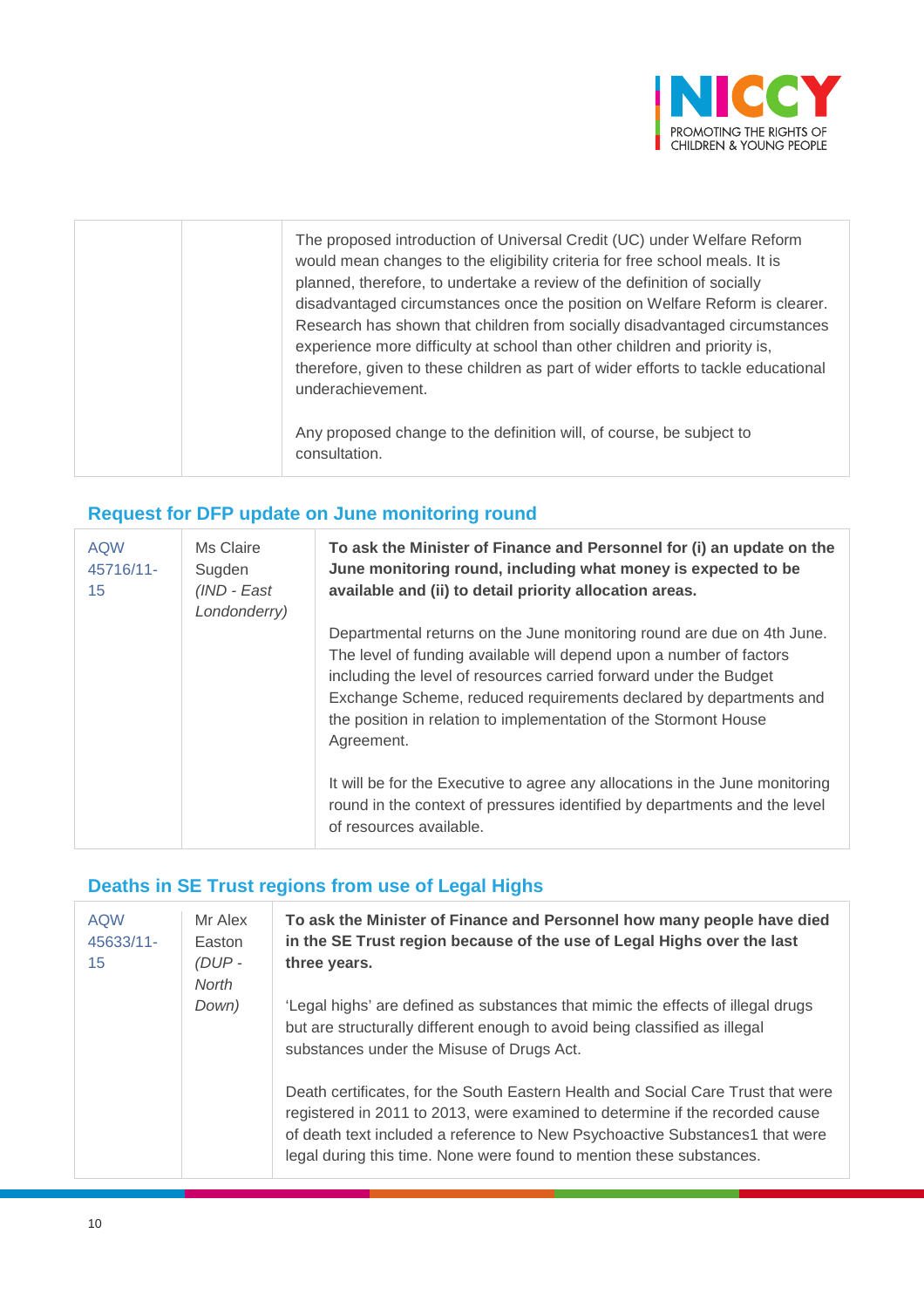| | | |
|---|---|---|
| | | The proposed introduction of Universal Credit (UC) under Welfare Reform would mean changes to the eligibility criteria for free school meals. It is planned, therefore, to undertake a review of the definition of socially disadvantaged circumstances once the position on Welfare Reform is clearer. Research has shown that children from socially disadvantaged circumstances experience more difficulty at school than other children and priority is, therefore, given to these children as part of wider efforts to tackle educational underachievement.<br><br>Any proposed change to the definition will, of course, be subject to consultation. |

## Request for DFP update on June monitoring round

| | | |
|---|---|---|
| AQW 45716/11-15 | Ms Claire Sugden *(IND - East Londonderry)* | **To ask the Minister of Finance and Personnel for (i) an update on the June monitoring round, including what money is expected to be available and (ii) to detail priority allocation areas.**<br><br>Departmental returns on the June monitoring round are due on 4th June. The level of funding available will depend upon a number of factors including the level of resources carried forward under the Budget Exchange Scheme, reduced requirements declared by departments and the position in relation to implementation of the Stormont House Agreement.<br><br>It will be for the Executive to agree any allocations in the June monitoring round in the context of pressures identified by departments and the level of resources available. |

## Deaths in SE Trust regions from use of Legal Highs

| | | |
|---|---|---|
| AQW 45633/11-15 | Mr Alex Easton *(DUP - North Down)* | **To ask the Minister of Finance and Personnel how many people have died in the SE Trust region because of the use of Legal Highs over the last three years.**<br><br>'Legal highs' are defined as substances that mimic the effects of illegal drugs but are structurally different enough to avoid being classified as illegal substances under the Misuse of Drugs Act.<br><br>Death certificates, for the South Eastern Health and Social Care Trust that were registered in 2011 to 2013, were examined to determine if the recorded cause of death text included a reference to New Psychoactive Substances[1] that were legal during this time. None were found to mention these substances. |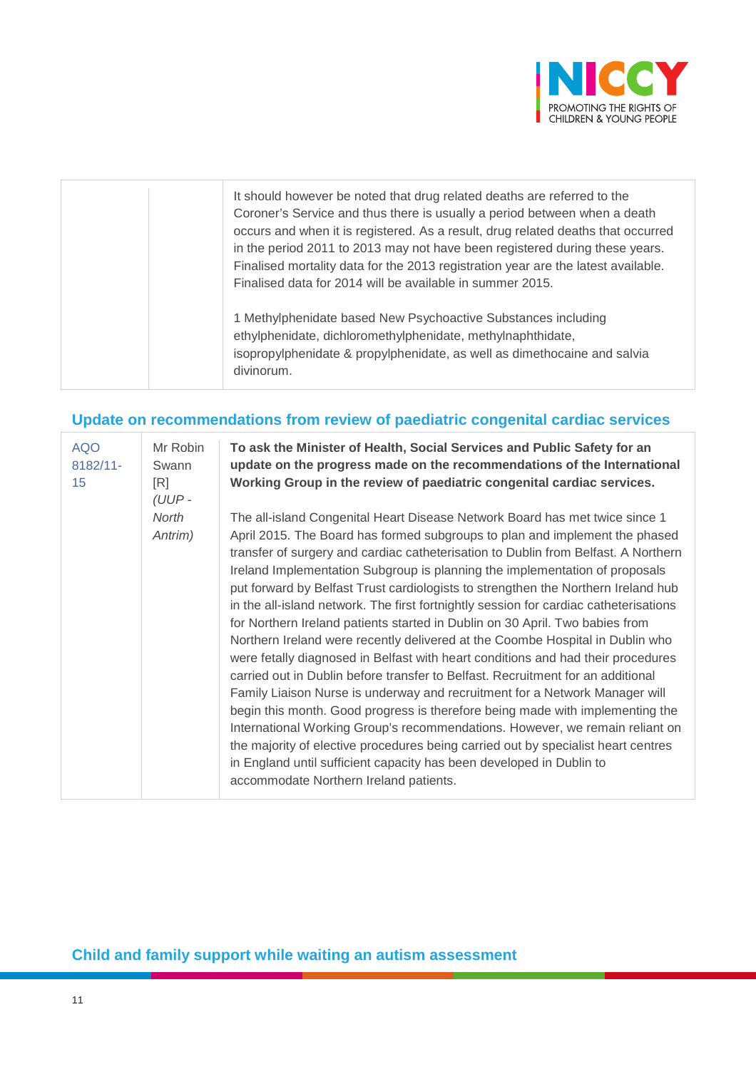| | | It should however be noted that drug related deaths are referred to the Coroner's Service and thus there is usually a period between when a death occurs and when it is registered. As a result, drug related deaths that occurred in the period 2011 to 2013 may not have been registered during these years. Finalised mortality data for the 2013 registration year are the latest available. Finalised data for 2014 will be available in summer 2015.<br><br>1 Methylphenidate based New Psychoactive Substances including ethylphenidate, dichloromethylphenidate, methylnaphthidate, isopropylphenidate & propylphenidate, as well as dimethocaine and salvia divinorum. |
|---|---|---|

## Update on recommendations from review of paediatric congenital cardiac services

| | | |
|---|---|---|
| AQO 8182/11-15 | Mr Robin Swann [R] *(UUP - North Antrim)* | **To ask the Minister of Health, Social Services and Public Safety for an update on the progress made on the recommendations of the International Working Group in the review of paediatric congenital cardiac services.**<br><br>The all-island Congenital Heart Disease Network Board has met twice since 1 April 2015. The Board has formed subgroups to plan and implement the phased transfer of surgery and cardiac catheterisation to Dublin from Belfast. A Northern Ireland Implementation Subgroup is planning the implementation of proposals put forward by Belfast Trust cardiologists to strengthen the Northern Ireland hub in the all-island network. The first fortnightly session for cardiac catheterisations for Northern Ireland patients started in Dublin on 30 April. Two babies from Northern Ireland were recently delivered at the Coombe Hospital in Dublin who were fetally diagnosed in Belfast with heart conditions and had their procedures carried out in Dublin before transfer to Belfast. Recruitment for an additional Family Liaison Nurse is underway and recruitment for a Network Manager will begin this month. Good progress is therefore being made with implementing the International Working Group's recommendations. However, we remain reliant on the majority of elective procedures being carried out by specialist heart centres in England until sufficient capacity has been developed in Dublin to accommodate Northern Ireland patients. |

## Child and family support while waiting an autism assessment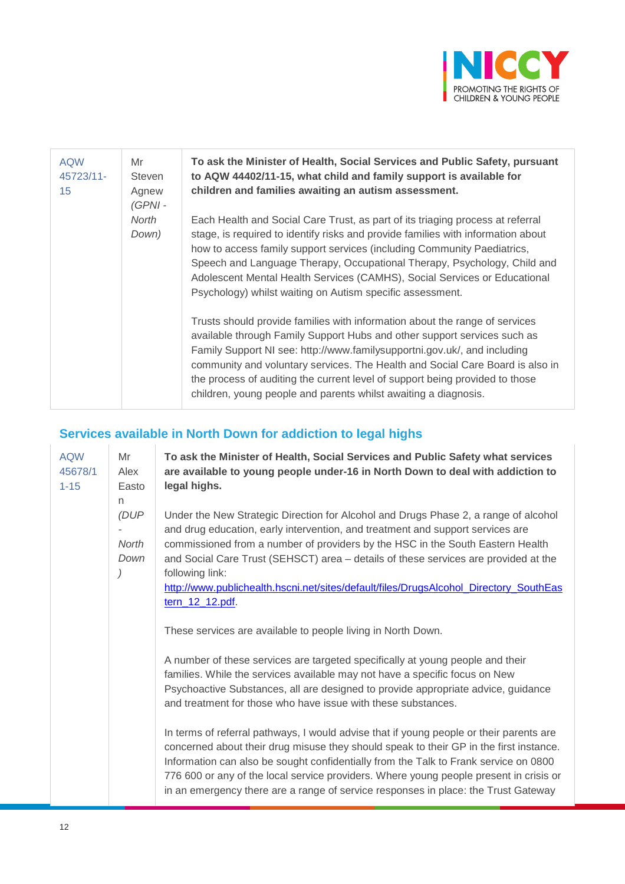| | | |
|---|---|---|
| AQW 45723/11-15 | Mr Steven Agnew *(GPNI - North Down)* | **To ask the Minister of Health, Social Services and Public Safety, pursuant to AQW 44402/11-15, what child and family support is available for children and families awaiting an autism assessment.**<br><br>Each Health and Social Care Trust, as part of its triaging process at referral stage, is required to identify risks and provide families with information about how to access family support services (including Community Paediatrics, Speech and Language Therapy, Occupational Therapy, Psychology, Child and Adolescent Mental Health Services (CAMHS), Social Services or Educational Psychology) whilst waiting on Autism specific assessment.<br><br>Trusts should provide families with information about the range of services available through Family Support Hubs and other support services such as Family Support NI see: http://www.familysupportni.gov.uk/, and including community and voluntary services. The Health and Social Care Board is also in the process of auditing the current level of support being provided to those children, young people and parents whilst awaiting a diagnosis. |

## Services available in North Down for addiction to legal highs

| | | |
|---|---|---|
| AQW 45678/11-15 | Mr Alex Easton *(DUP - North Down)* | **To ask the Minister of Health, Social Services and Public Safety what services are available to young people under-16 in North Down to deal with addiction to legal highs.**<br><br>Under the New Strategic Direction for Alcohol and Drugs Phase 2, a range of alcohol and drug education, early intervention, and treatment and support services are commissioned from a number of providers by the HSC in the South Eastern Health and Social Care Trust (SEHSCT) area – details of these services are provided at the following link: http://www.publichealth.hscni.net/sites/default/files/DrugsAlcohol_Directory_SouthEastern_12_12.pdf.<br><br>These services are available to people living in North Down.<br><br>A number of these services are targeted specifically at young people and their families. While the services available may not have a specific focus on New Psychoactive Substances, all are designed to provide appropriate advice, guidance and treatment for those who have issue with these substances.<br><br>In terms of referral pathways, I would advise that if young people or their parents are concerned about their drug misuse they should speak to their GP in the first instance. Information can also be sought confidentially from the Talk to Frank service on 0800 776 600 or any of the local service providers. Where young people present in crisis or in an emergency there are a range of service responses in place: the Trust Gateway |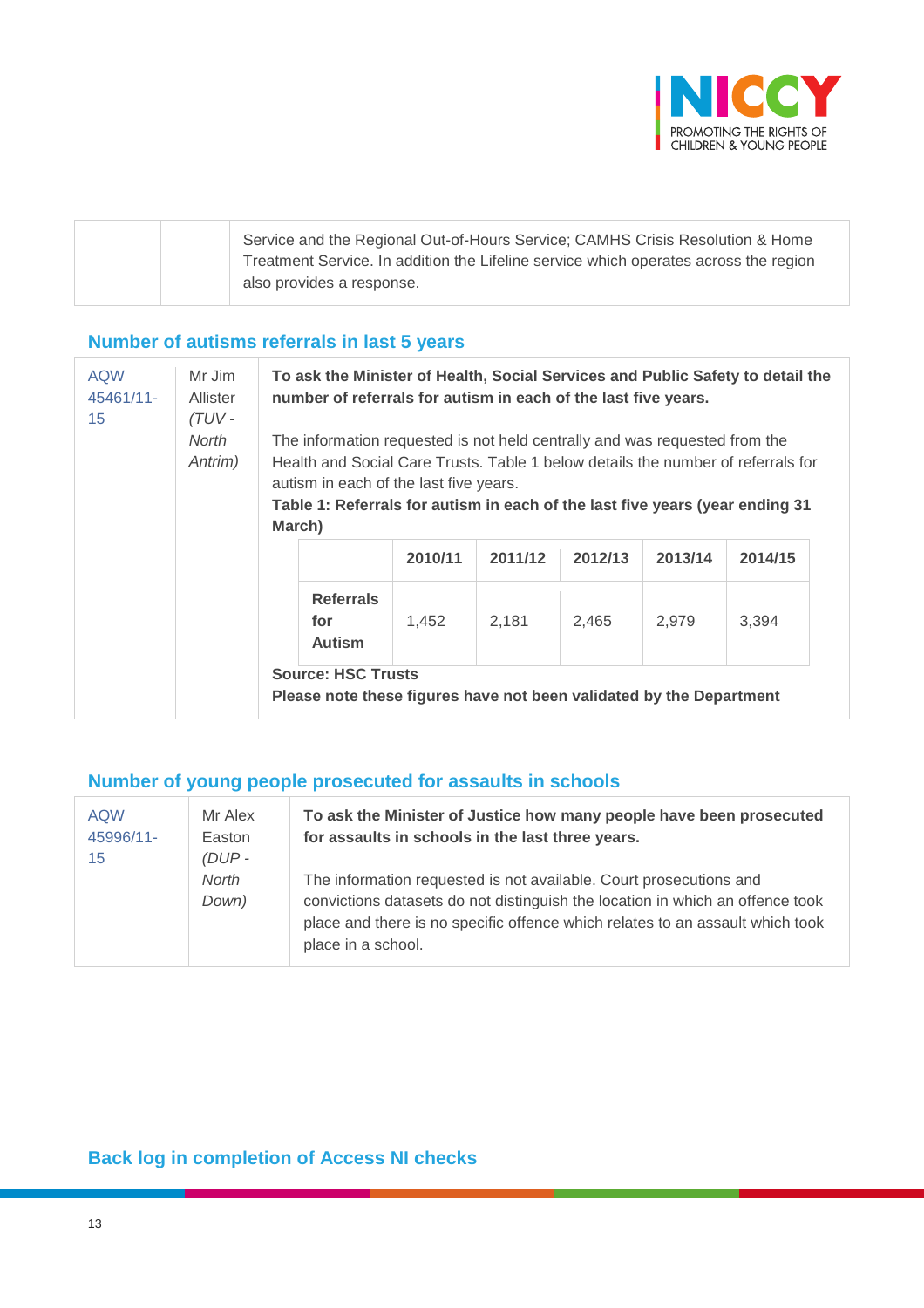| | | Service and the Regional Out-of-Hours Service; CAMHS Crisis Resolution & Home Treatment Service. In addition the Lifeline service which operates across the region also provides a response. |
|---|---|---|

## Number of autisms referrals in last 5 years

| AQW 45461/11-15 | Mr Jim Allister *(TUV - North Antrim)* | **To ask the Minister of Health, Social Services and Public Safety to detail the number of referrals for autism in each of the last five years.**<br><br>The information requested is not held centrally and was requested from the Health and Social Care Trusts. Table 1 below details the number of referrals for autism in each of the last five years.<br>**Table 1: Referrals for autism in each of the last five years (year ending 31 March)** |
|---|---|---|

| | 2010/11 | 2011/12 | 2012/13 | 2013/14 | 2014/15 |
|---|---|---|---|---|---|
| **Referrals for Autism** | 1,452 | 2,181 | 2,465 | 2,979 | 3,394 |

**Source: HSC Trusts**
**Please note these figures have not been validated by the Department**

## Number of young people prosecuted for assaults in schools

| AQW 45996/11-15 | Mr Alex Easton *(DUP - North Down)* | **To ask the Minister of Justice how many people have been prosecuted for assaults in schools in the last three years.**<br><br>The information requested is not available. Court prosecutions and convictions datasets do not distinguish the location in which an offence took place and there is no specific offence which relates to an assault which took place in a school. |
|---|---|---|

## Back log in completion of Access NI checks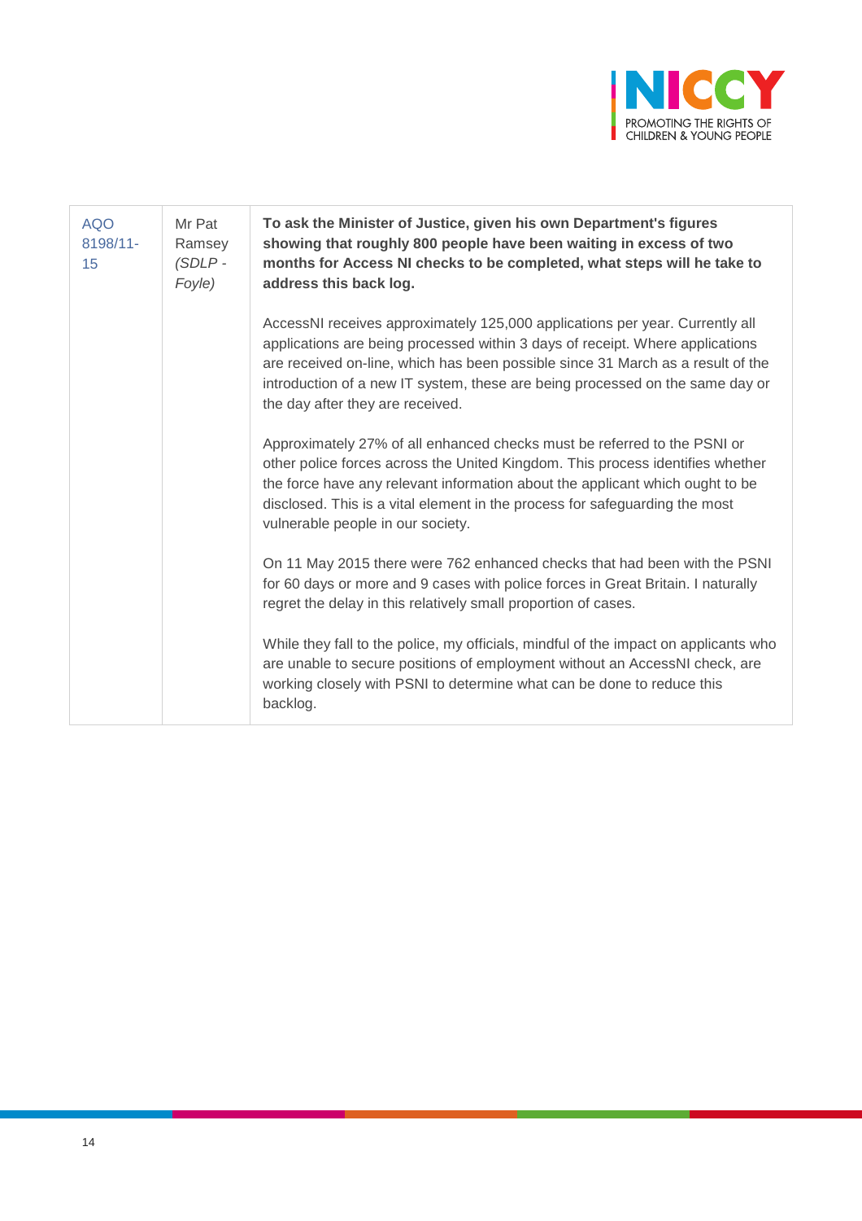| | | |
|---|---|---|
| AQO 8198/11-15 | Mr Pat Ramsey *(SDLP - Foyle)* | **To ask the Minister of Justice, given his own Department's figures showing that roughly 800 people have been waiting in excess of two months for Access NI checks to be completed, what steps will he take to address this back log.**<br><br>AccessNI receives approximately 125,000 applications per year. Currently all applications are being processed within 3 days of receipt. Where applications are received on-line, which has been possible since 31 March as a result of the introduction of a new IT system, these are being processed on the same day or the day after they are received.<br><br>Approximately 27% of all enhanced checks must be referred to the PSNI or other police forces across the United Kingdom. This process identifies whether the force have any relevant information about the applicant which ought to be disclosed. This is a vital element in the process for safeguarding the most vulnerable people in our society.<br><br>On 11 May 2015 there were 762 enhanced checks that had been with the PSNI for 60 days or more and 9 cases with police forces in Great Britain. I naturally regret the delay in this relatively small proportion of cases.<br><br>While they fall to the police, my officials, mindful of the impact on applicants who are unable to secure positions of employment without an AccessNI check, are working closely with PSNI to determine what can be done to reduce this backlog. |